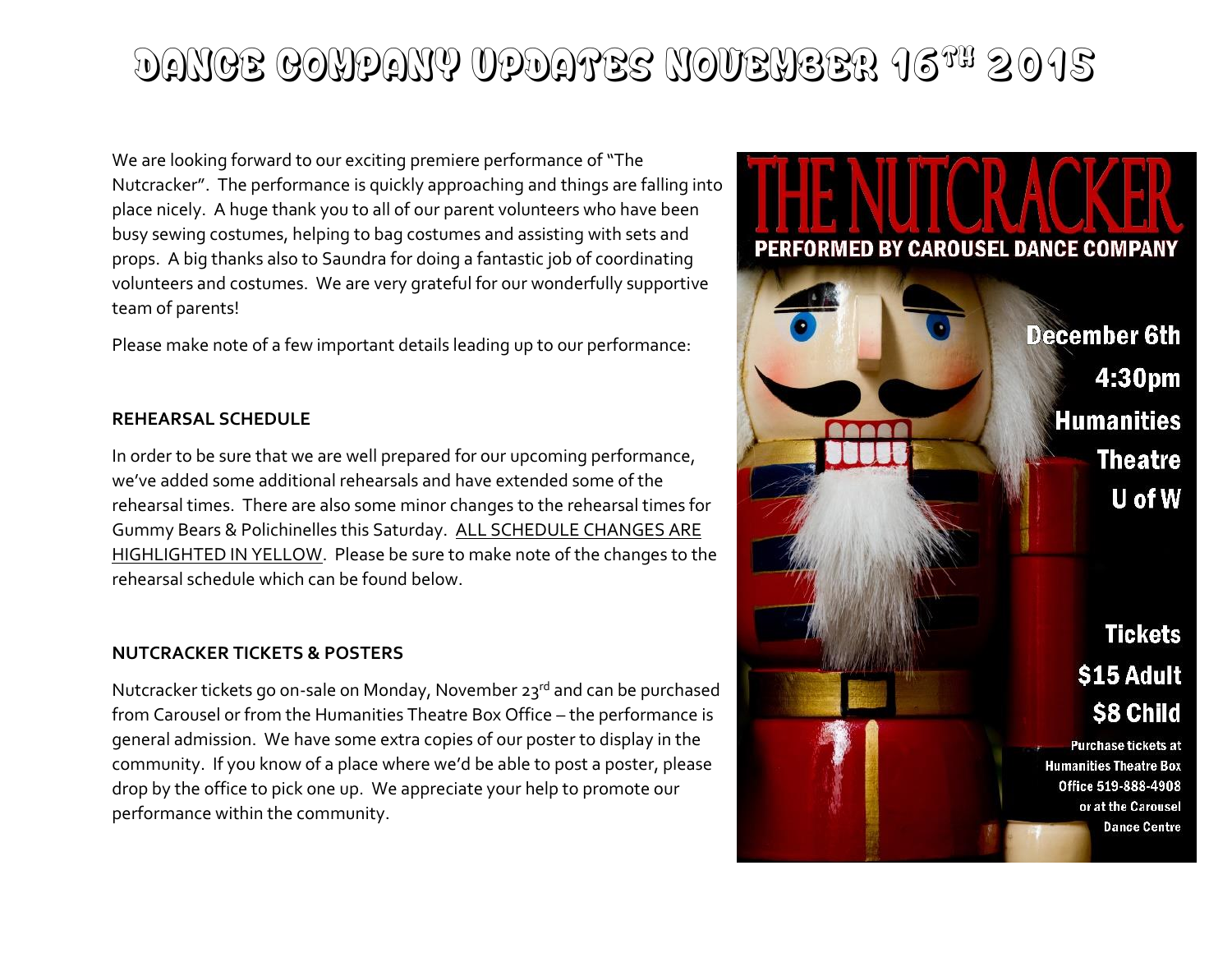# DANCE COMPANY UPDATES NOVEMBER 16TH 2015

We are looking forward to our exciting premiere performance of "The Nutcracker". The performance is quickly approaching and things are falling into place nicely. A huge thank you to all of our parent volunteers who have been busy sewing costumes, helping to bag costumes and assisting with sets and props. A big thanks also to Saundra for doing a fantastic job of coordinating volunteers and costumes. We are very grateful for our wonderfully supportive team of parents!

Please make note of a few important details leading up to our performance:

**REHEARSAL SCHEDULE**

In order to be sure that we are well prepared for our upcoming performance, we've added some additional rehearsals and have extended some of the rehearsal times. There are also some minor changes to the rehearsal times for Gummy Bears & Polichinelles this Saturday. ALL SCHEDULE CHANGES ARE HIGHLIGHTED IN YELLOW. Please be sure to make note of the changes to the rehearsal schedule which can be found below.

**NUTCRACKER TICKETS & POSTERS**

Nutcracker tickets go on-sale on Monday, November 23rd and can be purchased from Carousel or from the Humanities Theatre Box Office – the performance is general admission. We have some extra copies of our poster to display in the community. If you know of a place where we'd be able to post a poster, please drop by the office to pick one up. We appreciate your help to promote our performance within the community.

THE NUTCRACKER

PERFORMED BY CAROUSEL DANCE COMPANY

December 6th

4:30pm

Humanities Theatre

U of W

Tickets

$15 Adult

$8 Child

Purchase tickets at Humanities Theatre Box Office 519-888-4908 or at the Carousel Dance Centre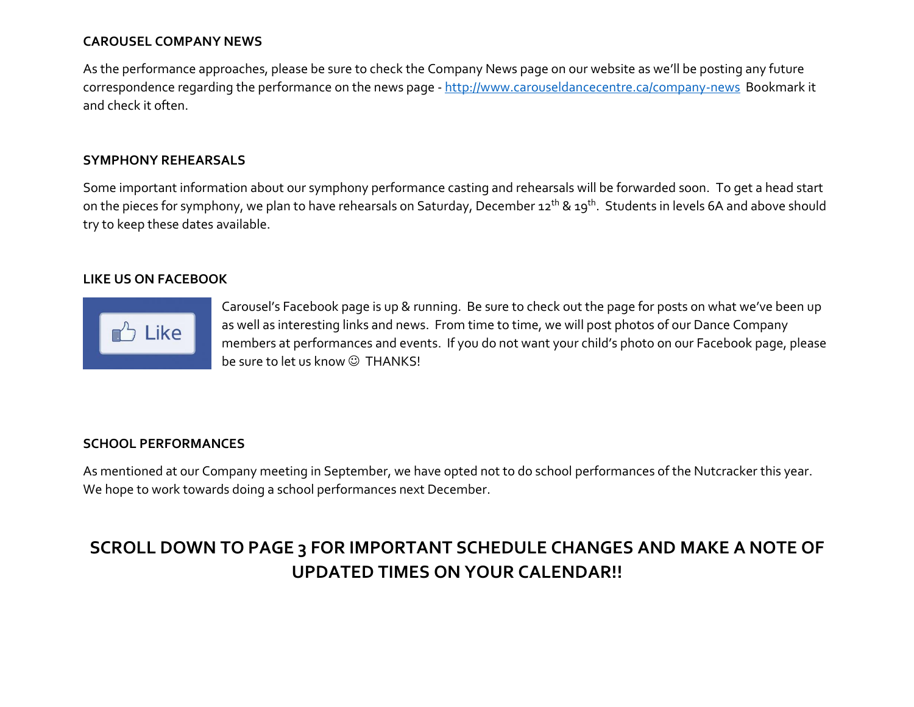## CAROUSEL COMPANY NEWS

As the performance approaches, please be sure to check the Company News page on our website as we'll be posting any future correspondence regarding the performance on the news page - http://www.carouseldancecentre.ca/company-news Bookmark it and check it often.

## SYMPHONY REHEARSALS

Some important information about our symphony performance casting and rehearsals will be forwarded soon. To get a head start on the pieces for symphony, we plan to have rehearsals on Saturday, December 12th & 19th. Students in levels 6A and above should try to keep these dates available.

## LIKE US ON FACEBOOK

Carousel's Facebook page is up & running. Be sure to check out the page for posts on what we've been up as well as interesting links and news. From time to time, we will post photos of our Dance Company members at performances and events. If you do not want your child's photo on our Facebook page, please be sure to let us know ☺ THANKS!

## SCHOOL PERFORMANCES

As mentioned at our Company meeting in September, we have opted not to do school performances of the Nutcracker this year. We hope to work towards doing a school performances next December.

**SCROLL DOWN TO PAGE 3 FOR IMPORTANT SCHEDULE CHANGES AND MAKE A NOTE OF UPDATED TIMES ON YOUR CALENDAR!!**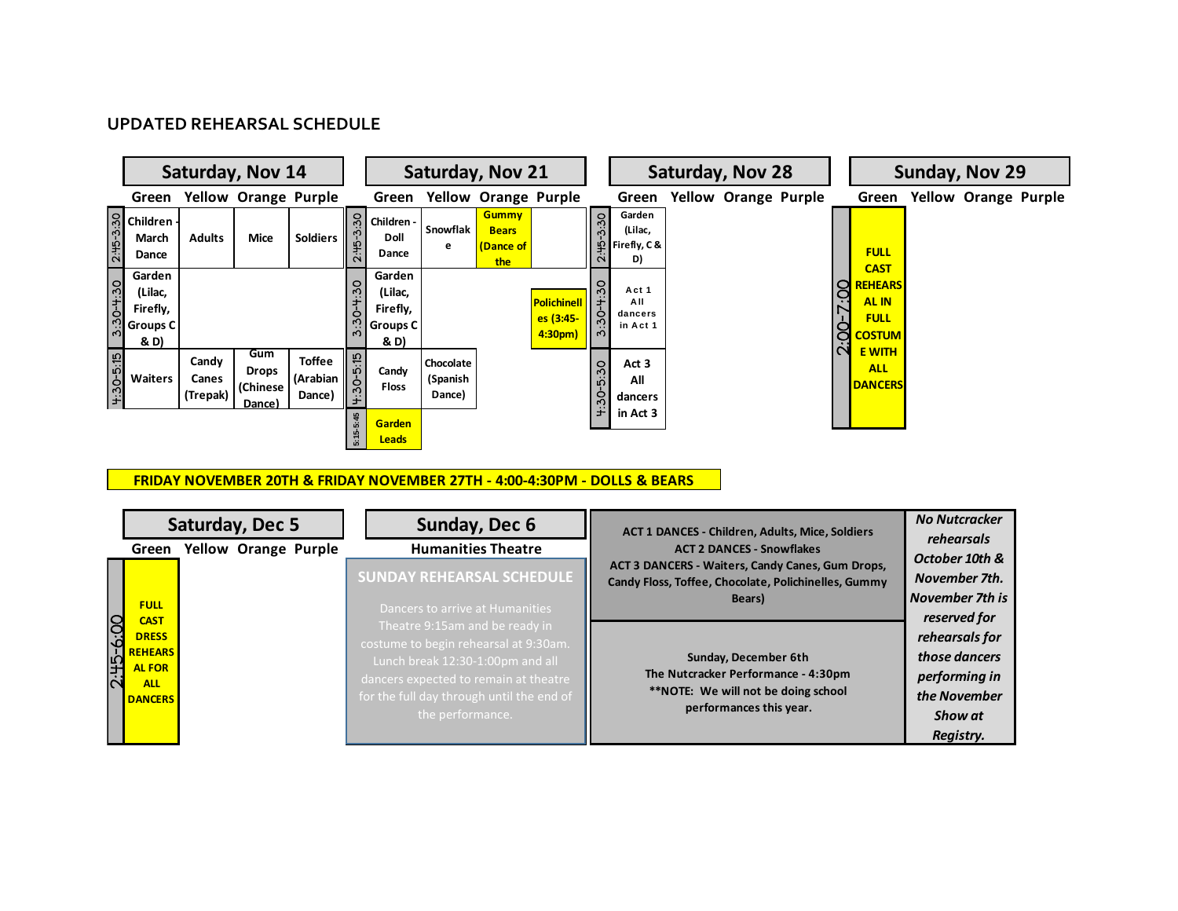## UPDATED REHEARSAL SCHEDULE

### Saturday, Nov 14

| Time | Green | Yellow | Orange | Purple |
|---|---|---|---|---|
| 2:45-3:30 | Children - March Dance | Adults | Mice | Soldiers |
| 3:30-4:30 | Garden (Lilac, Firefly, Groups C & D) | | | |
| 4:30-5:15 | Waiters | Candy Canes (Trepak) | Gum Drops (Chinese Dance) | Toffee (Arabian Dance) |

### Saturday, Nov 21

| Time | Green | Yellow | Orange | Purple |
|---|---|---|---|---|
| 2:45-3:30 | Children - Doll Dance | Snowflake | Gummy Bears (Dance of the | |
| 3:30-4:30 | Garden (Lilac, Firefly, Groups C & D) | | | Polichinelles (3:45-4:30pm) |
| 4:30-5:15 | Candy Floss | Chocolate (Spanish Dance) | | |
| 5:15-5:45 | Garden Leads | | | |

### Saturday, Nov 28

| Time | Green | Yellow | Orange | Purple |
|---|---|---|---|---|
| 2:45-3:30 | Garden (Lilac, Firefly, C & D) | | | |
| 3:30-4:30 | Act 1 All dancers in Act 1 | | | |
| 4:30-5:30 | Act 3 All dancers in Act 3 | | | |

### Sunday, Nov 29

| Time | Green | Yellow | Orange | Purple |
|---|---|---|---|---|
| 2:00-7:00 | FULL CAST REHEARSAL IN FULL COSTUME WITH ALL DANCERS | | | |

**FRIDAY NOVEMBER 20TH & FRIDAY NOVEMBER 27TH - 4:00-4:30PM - DOLLS & BEARS**

### Saturday, Dec 5

| Time | Green | Yellow | Orange | Purple |
|---|---|---|---|---|
| 2:45-6:00 | FULL CAST DRESS REHEARSAL FOR ALL DANCERS | | | |

### Sunday, Dec 6

**Humanities Theatre**

**SUNDAY REHEARSAL SCHEDULE**

Dancers to arrive at Humanities Theatre 9:15am and be ready in costume to begin rehearsal at 9:30am. Lunch break 12:30-1:00pm and all dancers expected to remain at theatre for the full day through until the end of the performance.

**ACT 1 DANCES - Children, Adults, Mice, Soldiers**
**ACT 2 DANCES - Snowflakes**
**ACT 3 DANCERS - Waiters, Candy Canes, Gum Drops, Candy Floss, Toffee, Chocolate, Polichinelles, Gummy Bears)**

**Sunday, December 6th**
**The Nutcracker Performance - 4:30pm**
****NOTE: We will not be doing school performances this year.**

***No Nutcracker rehearsals October 10th & November 7th. November 7th is reserved for rehearsals for those dancers performing in the November Show at Registry.***